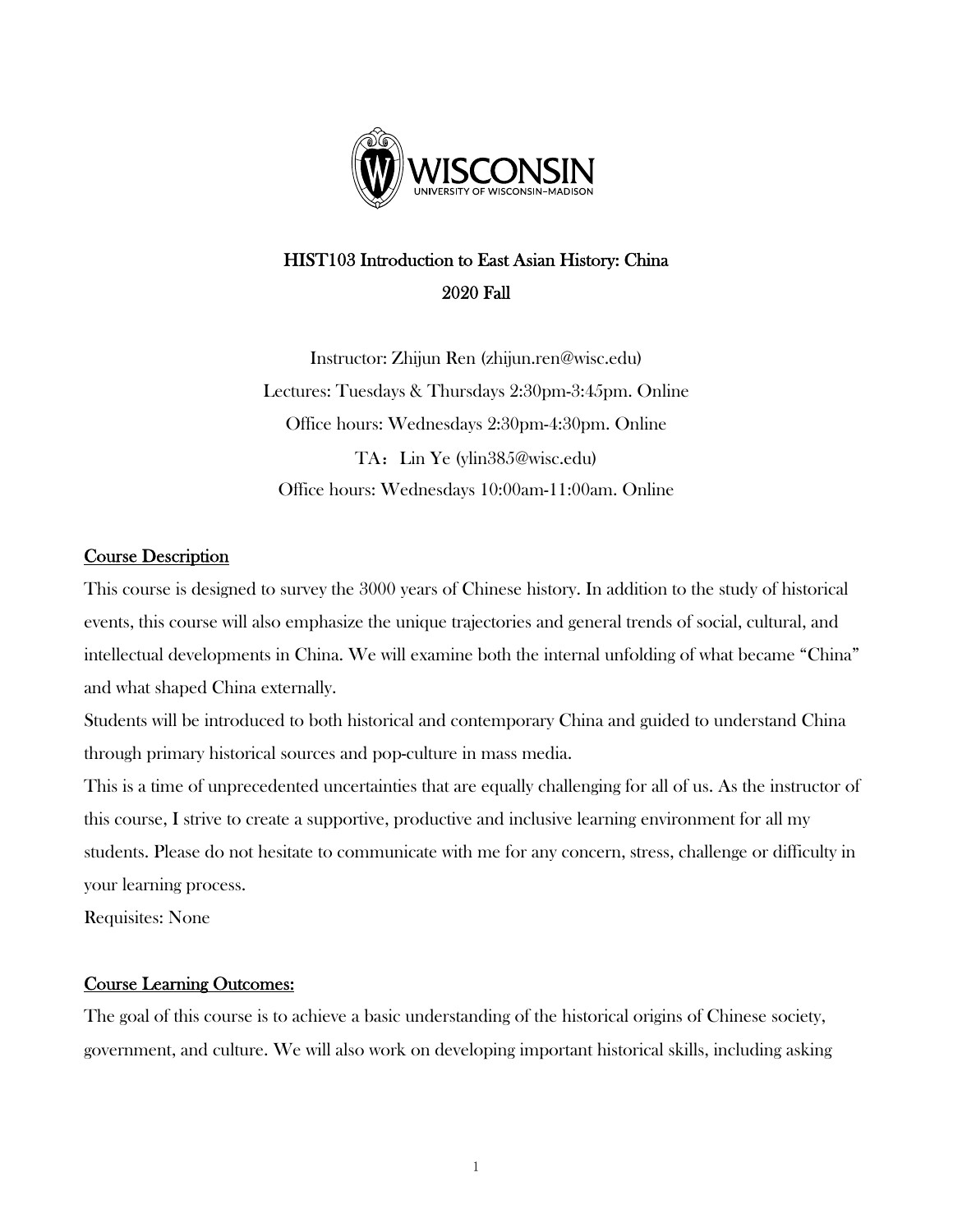# HIST103 Introduction to East Asian History: China

## 2020 Fall

Instructor: Zhijun Ren (zhijun.ren@wisc.edu)

Lectures: Tuesdays & Thursdays 2:30pm-3:45pm. Online

Office hours: Wednesdays 2:30pm-4:30pm. Online

TA：Lin Ye (ylin385@wisc.edu)

Office hours: Wednesdays 10:00am-11:00am. Online

## Course Description

This course is designed to survey the 3000 years of Chinese history. In addition to the study of historical events, this course will also emphasize the unique trajectories and general trends of social, cultural, and intellectual developments in China. We will examine both the internal unfolding of what became "China" and what shaped China externally.

Students will be introduced to both historical and contemporary China and guided to understand China through primary historical sources and pop-culture in mass media.

This is a time of unprecedented uncertainties that are equally challenging for all of us. As the instructor of this course, I strive to create a supportive, productive and inclusive learning environment for all my students. Please do not hesitate to communicate with me for any concern, stress, challenge or difficulty in your learning process.

Requisites: None

## Course Learning Outcomes:

The goal of this course is to achieve a basic understanding of the historical origins of Chinese society, government, and culture. We will also work on developing important historical skills, including asking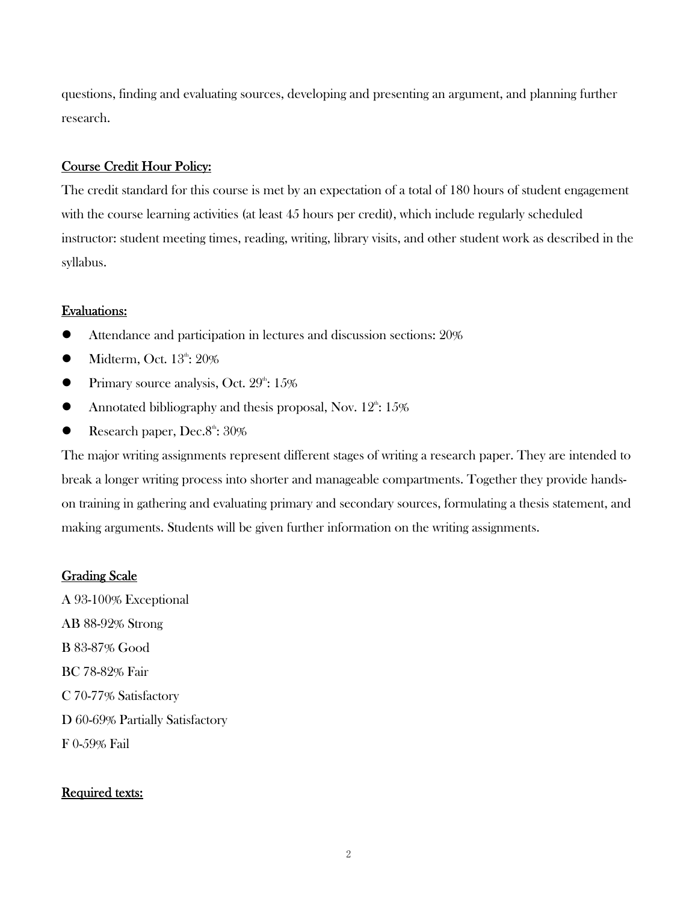questions, finding and evaluating sources, developing and presenting an argument, and planning further research.

## <u>Course Credit Hour Policy:</u>

The credit standard for this course is met by an expectation of a total of 180 hours of student engagement with the course learning activities (at least 45 hours per credit), which include regularly scheduled instructor: student meeting times, reading, writing, library visits, and other student work as described in the syllabus.

## <u>Evaluations:</u>

- Attendance and participation in lectures and discussion sections: 20%
- Midterm, Oct. 13th: 20%
- Primary source analysis, Oct. 29th: 15%
- Annotated bibliography and thesis proposal, Nov. 12th: 15%
- Research paper, Dec.8th: 30%

The major writing assignments represent different stages of writing a research paper. They are intended to break a longer writing process into shorter and manageable compartments. Together they provide hands-on training in gathering and evaluating primary and secondary sources, formulating a thesis statement, and making arguments. Students will be given further information on the writing assignments.

## <u>Grading Scale</u>

A 93-100% Exceptional

AB 88-92% Strong

B 83-87% Good

BC 78-82% Fair

C 70-77% Satisfactory

D 60-69% Partially Satisfactory

F 0-59% Fail

## <u>Required texts:</u>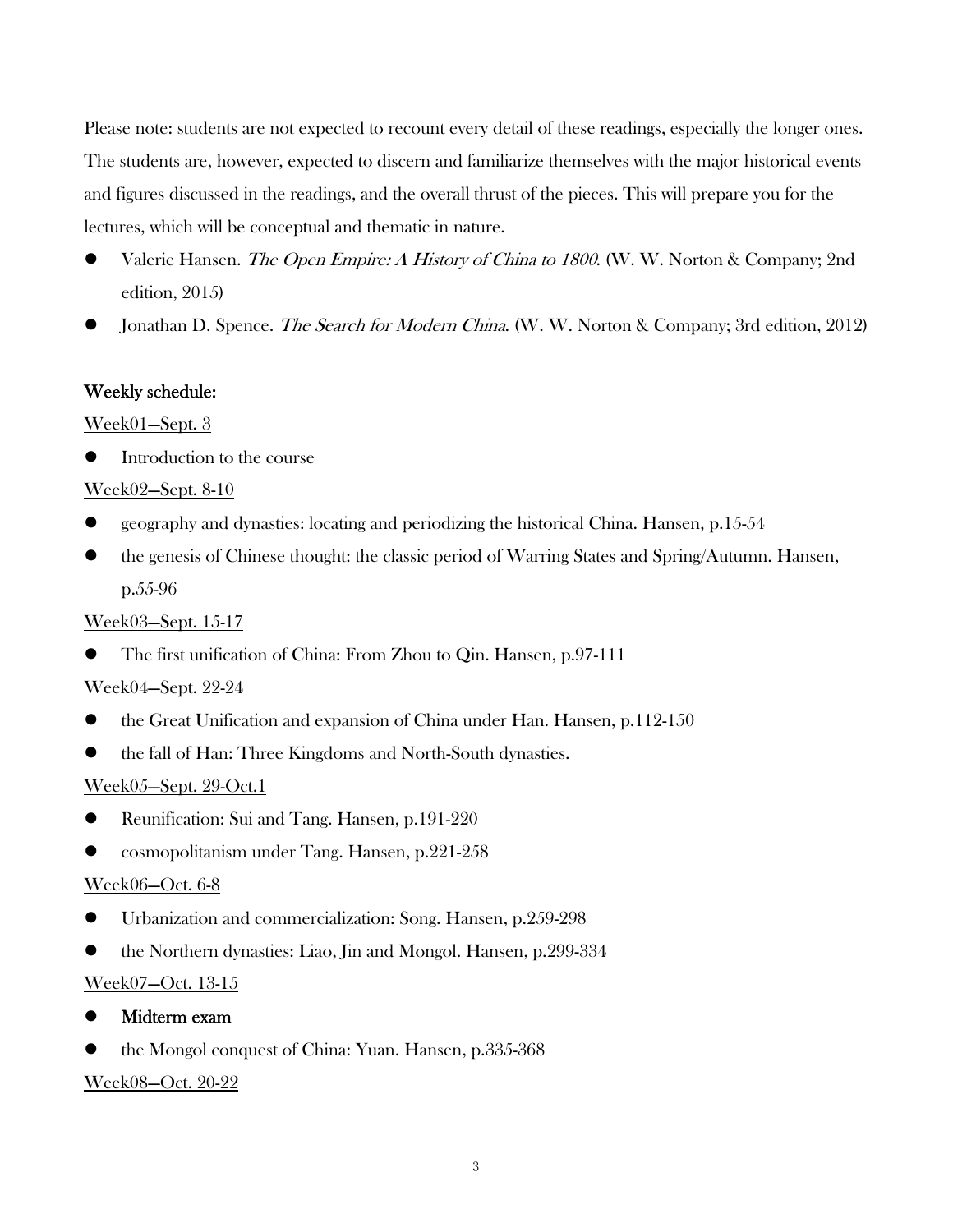Please note: students are not expected to recount every detail of these readings, especially the longer ones. The students are, however, expected to discern and familiarize themselves with the major historical events and figures discussed in the readings, and the overall thrust of the pieces. This will prepare you for the lectures, which will be conceptual and thematic in nature.

- Valerie Hansen. *The Open Empire: A History of China to 1800.* (W. W. Norton & Company; 2nd edition, 2015)
- Jonathan D. Spence. *The Search for Modern China.* (W. W. Norton & Company; 3rd edition, 2012)

## Weekly schedule:

Week01—Sept. 3

- Introduction to the course

Week02—Sept. 8-10

- geography and dynasties: locating and periodizing the historical China. Hansen, p.15-54
- the genesis of Chinese thought: the classic period of Warring States and Spring/Autumn. Hansen, p.55-96

Week03—Sept. 15-17

- The first unification of China: From Zhou to Qin. Hansen, p.97-111

Week04—Sept. 22-24

- the Great Unification and expansion of China under Han. Hansen, p.112-150
- the fall of Han: Three Kingdoms and North-South dynasties.

Week05—Sept. 29-Oct.1

- Reunification: Sui and Tang. Hansen, p.191-220
- cosmopolitanism under Tang. Hansen, p.221-258

Week06—Oct. 6-8

- Urbanization and commercialization: Song. Hansen, p.259-298
- the Northern dynasties: Liao, Jin and Mongol. Hansen, p.299-334

Week07—Oct. 13-15

- **Midterm exam**
- the Mongol conquest of China: Yuan. Hansen, p.335-368

Week08—Oct. 20-22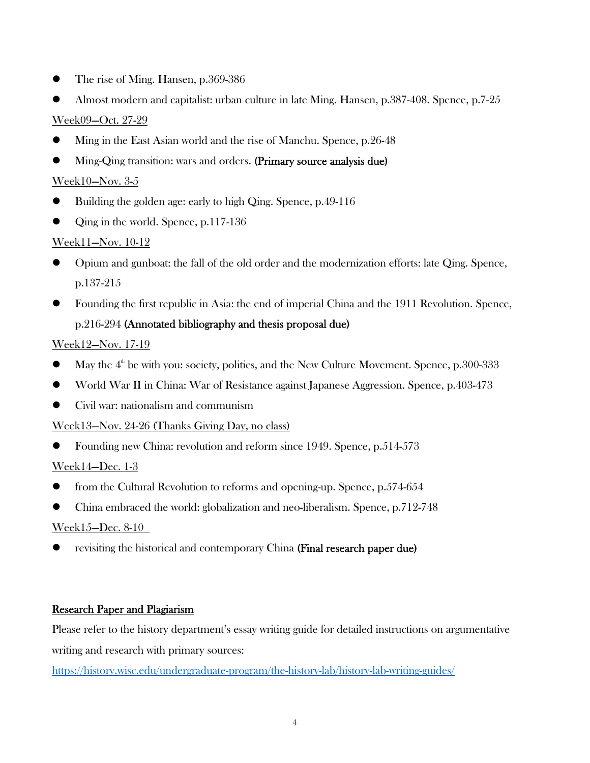- The rise of Ming. Hansen, p.369-386
- Almost modern and capitalist: urban culture in late Ming. Hansen, p.387-408. Spence, p.7-25

Week09—Oct. 27-29

- Ming in the East Asian world and the rise of Manchu. Spence, p.26-48
- Ming-Qing transition: wars and orders. **(Primary source analysis due)**

Week10—Nov. 3-5

- Building the golden age: early to high Qing. Spence, p.49-116
- Qing in the world. Spence, p.117-136

Week11—Nov. 10-12

- Opium and gunboat: the fall of the old order and the modernization efforts: late Qing. Spence, p.137-215
- Founding the first republic in Asia: the end of imperial China and the 1911 Revolution. Spence, p.216-294 **(Annotated bibliography and thesis proposal due)**

Week12—Nov. 17-19

- May the 4th be with you: society, politics, and the New Culture Movement. Spence, p.300-333
- World War II in China: War of Resistance against Japanese Aggression. Spence, p.403-473
- Civil war: nationalism and communism

Week13—Nov. 24-26 (Thanks Giving Day, no class)

- Founding new China: revolution and reform since 1949. Spence, p.514-573

Week14—Dec. 1-3

- from the Cultural Revolution to reforms and opening-up. Spence, p.574-654
- China embraced the world: globalization and neo-liberalism. Spence, p.712-748

Week15—Dec. 8-10

- revisiting the historical and contemporary China **(Final research paper due)**

**Research Paper and Plagiarism**

Please refer to the history department's essay writing guide for detailed instructions on argumentative writing and research with primary sources:

https://history.wisc.edu/undergraduate-program/the-history-lab/history-lab-writing-guides/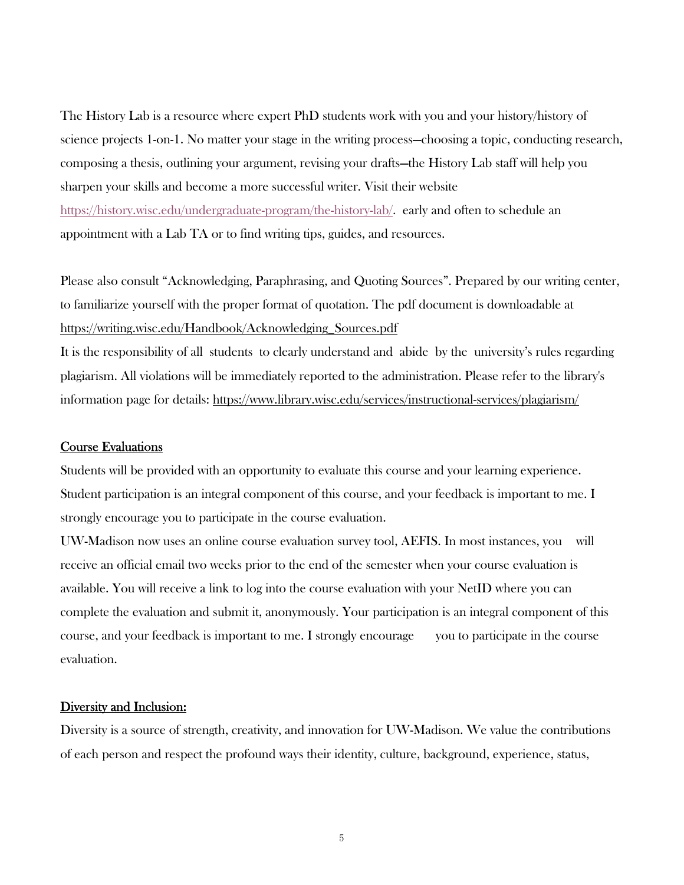The History Lab is a resource where expert PhD students work with you and your history/history of science projects 1-on-1. No matter your stage in the writing process—choosing a topic, conducting research, composing a thesis, outlining your argument, revising your drafts—the History Lab staff will help you sharpen your skills and become a more successful writer. Visit their website https://history.wisc.edu/undergraduate-program/the-history-lab/. early and often to schedule an appointment with a Lab TA or to find writing tips, guides, and resources.

Please also consult "Acknowledging, Paraphrasing, and Quoting Sources". Prepared by our writing center, to familiarize yourself with the proper format of quotation. The pdf document is downloadable at https://writing.wisc.edu/Handbook/Acknowledging_Sources.pdf

It is the responsibility of all students to clearly understand and abide by the university's rules regarding plagiarism. All violations will be immediately reported to the administration. Please refer to the library's information page for details: https://www.library.wisc.edu/services/instructional-services/plagiarism/

## Course Evaluations

Students will be provided with an opportunity to evaluate this course and your learning experience. Student participation is an integral component of this course, and your feedback is important to me. I strongly encourage you to participate in the course evaluation.

UW-Madison now uses an online course evaluation survey tool, AEFIS. In most instances, you will receive an official email two weeks prior to the end of the semester when your course evaluation is available. You will receive a link to log into the course evaluation with your NetID where you can complete the evaluation and submit it, anonymously. Your participation is an integral component of this course, and your feedback is important to me. I strongly encourage you to participate in the course evaluation.

## Diversity and Inclusion:

Diversity is a source of strength, creativity, and innovation for UW-Madison. We value the contributions of each person and respect the profound ways their identity, culture, background, experience, status,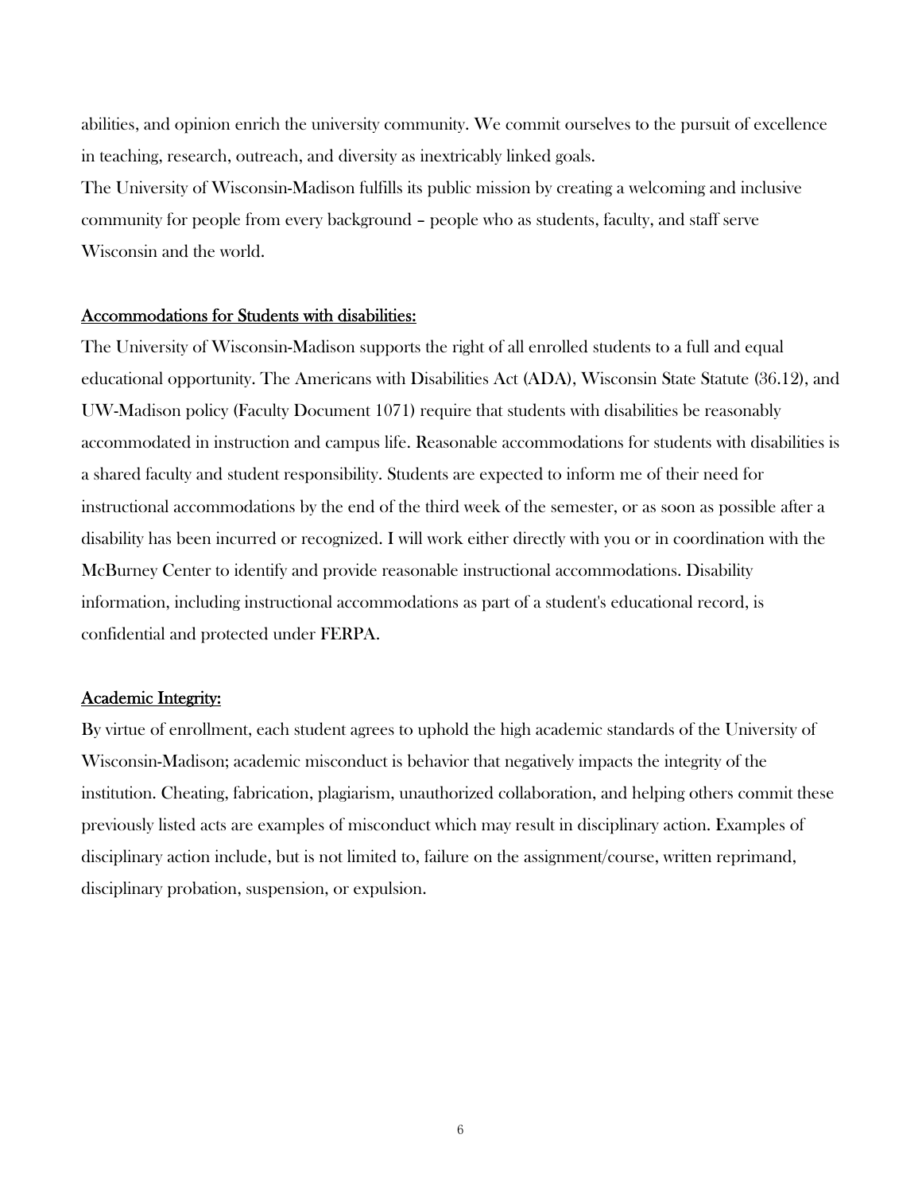abilities, and opinion enrich the university community. We commit ourselves to the pursuit of excellence in teaching, research, outreach, and diversity as inextricably linked goals.

The University of Wisconsin-Madison fulfills its public mission by creating a welcoming and inclusive community for people from every background – people who as students, faculty, and staff serve Wisconsin and the world.

## Accommodations for Students with disabilities:

The University of Wisconsin-Madison supports the right of all enrolled students to a full and equal educational opportunity. The Americans with Disabilities Act (ADA), Wisconsin State Statute (36.12), and UW-Madison policy (Faculty Document 1071) require that students with disabilities be reasonably accommodated in instruction and campus life. Reasonable accommodations for students with disabilities is a shared faculty and student responsibility. Students are expected to inform me of their need for instructional accommodations by the end of the third week of the semester, or as soon as possible after a disability has been incurred or recognized. I will work either directly with you or in coordination with the McBurney Center to identify and provide reasonable instructional accommodations. Disability information, including instructional accommodations as part of a student's educational record, is confidential and protected under FERPA.

## Academic Integrity:

By virtue of enrollment, each student agrees to uphold the high academic standards of the University of Wisconsin-Madison; academic misconduct is behavior that negatively impacts the integrity of the institution. Cheating, fabrication, plagiarism, unauthorized collaboration, and helping others commit these previously listed acts are examples of misconduct which may result in disciplinary action. Examples of disciplinary action include, but is not limited to, failure on the assignment/course, written reprimand, disciplinary probation, suspension, or expulsion.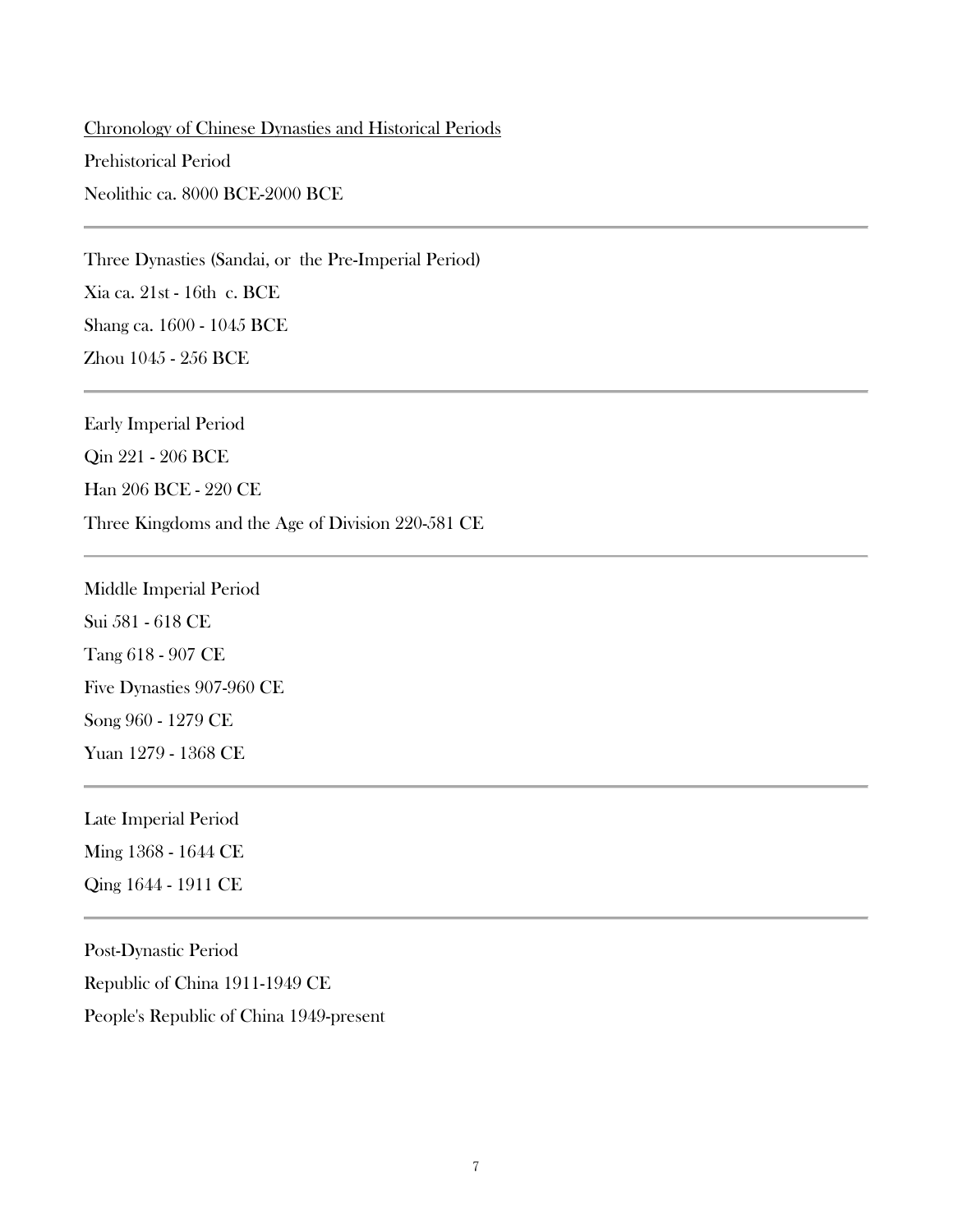<u>Chronology of Chinese Dynasties and Historical Periods</u>

Prehistorical Period

Neolithic ca. 8000 BCE-2000 BCE

---

Three Dynasties (Sandai, or  the Pre-Imperial Period)

Xia ca. 21st - 16th  c. BCE

Shang ca. 1600 - 1045 BCE

Zhou 1045 - 256 BCE

---

Early Imperial Period

Qin 221 - 206 BCE

Han 206 BCE - 220 CE

Three Kingdoms and the Age of Division 220-581 CE

---

Middle Imperial Period

Sui 581 - 618 CE

Tang 618 - 907 CE

Five Dynasties 907-960 CE

Song 960 - 1279 CE

Yuan 1279 - 1368 CE

---

Late Imperial Period

Ming 1368 - 1644 CE

Qing 1644 - 1911 CE

---

Post-Dynastic Period

Republic of China 1911-1949 CE

People's Republic of China 1949-present